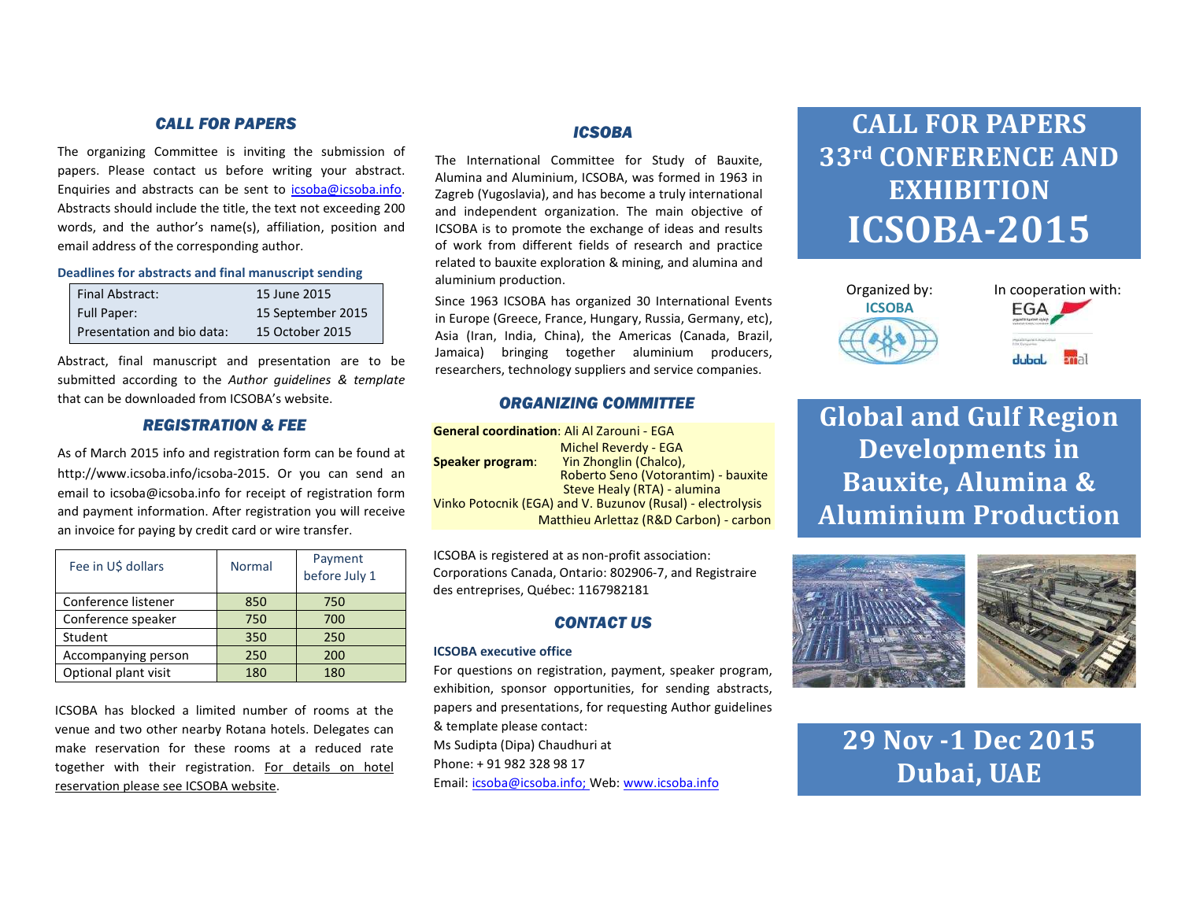## CALL FOR PAPERS

The organizing Committee is inviting the submission of papers. Please contact us before writing your abstract. Enquiries and abstracts can be sent to icsoba@icsoba.info. Abstracts should include the title, the text not exceeding 200 words, and the author's name(s), affiliation, position and email address of the corresponding author.

**Deadlines for abstracts and final manuscript sending**

| | |
|---|---|
| Final Abstract: | 15 June 2015 |
| Full Paper: | 15 September 2015 |
| Presentation and bio data: | 15 October 2015 |

Abstract, final manuscript and presentation are to be submitted according to the *Author guidelines & template* that can be downloaded from ICSOBA's website.

## REGISTRATION & FEE

As of March 2015 info and registration form can be found at http://www.icsoba.info/icsoba-2015. Or you can send an email to icsoba@icsoba.info for receipt of registration form and payment information. After registration you will receive an invoice for paying by credit card or wire transfer.

| Fee in U$ dollars | Normal | Payment before July 1 |
|---|---|---|
| Conference listener | 850 | 750 |
| Conference speaker | 750 | 700 |
| Student | 350 | 250 |
| Accompanying person | 250 | 200 |
| Optional plant visit | 180 | 180 |

ICSOBA has blocked a limited number of rooms at the venue and two other nearby Rotana hotels. Delegates can make reservation for these rooms at a reduced rate together with their registration. For details on hotel reservation please see ICSOBA website.

## ICSOBA

The International Committee for Study of Bauxite, Alumina and Aluminium, ICSOBA, was formed in 1963 in Zagreb (Yugoslavia), and has become a truly international and independent organization. The main objective of ICSOBA is to promote the exchange of ideas and results of work from different fields of research and practice related to bauxite exploration & mining, and alumina and aluminium production.

Since 1963 ICSOBA has organized 30 International Events in Europe (Greece, France, Hungary, Russia, Germany, etc), Asia (Iran, India, China), the Americas (Canada, Brazil, Jamaica) bringing together aluminium producers, researchers, technology suppliers and service companies.

## ORGANIZING COMMITTEE

**General coordination**: Ali Al Zarouni - EGA

**Speaker program**: Michel Reverdy - EGA
Yin Zhonglin (Chalco),
Roberto Seno (Votorantim) - bauxite
Steve Healy (RTA) - alumina
Vinko Potocnik (EGA) and V. Buzunov (Rusal) - electrolysis
Matthieu Arlettaz (R&D Carbon) - carbon

ICSOBA is registered at as non-profit association:
Corporations Canada, Ontario: 802906-7, and Registraire des entreprises, Québec: 1167982181

## CONTACT US

**ICSOBA executive office**

For questions on registration, payment, speaker program, exhibition, sponsor opportunities, for sending abstracts, papers and presentations, for requesting Author guidelines & template please contact:
Ms Sudipta (Dipa) Chaudhuri at
Phone: + 91 982 328 98 17
Email: icsoba@icsoba.info; Web: www.icsoba.info

# CALL FOR PAPERS 33rd CONFERENCE AND EXHIBITION ICSOBA-2015

Organized by: ICSOBA

In cooperation with: EGA, dubal, emal

# Global and Gulf Region Developments in Bauxite, Alumina & Aluminium Production

## 29 Nov -1 Dec 2015 Dubai, UAE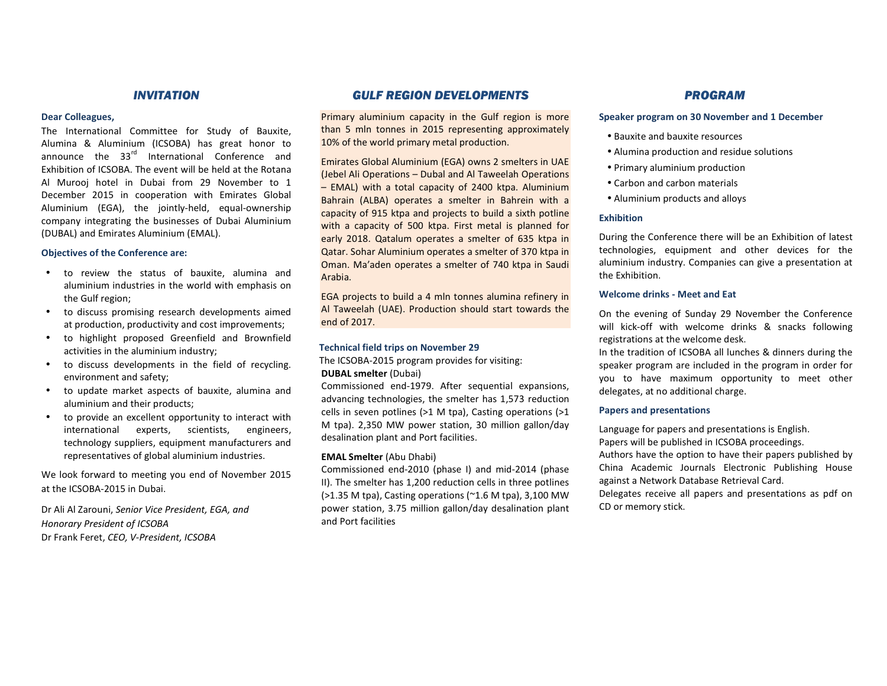## *INVITATION*

**Dear Colleagues,**

The International Committee for Study of Bauxite, Alumina & Aluminium (ICSOBA) has great honor to announce the 33rd International Conference and Exhibition of ICSOBA. The event will be held at the Rotana Al Murooj hotel in Dubai from 29 November to 1 December 2015 in cooperation with Emirates Global Aluminium (EGA), the jointly-held, equal-ownership company integrating the businesses of Dubai Aluminium (DUBAL) and Emirates Aluminium (EMAL).

**Objectives of the Conference are:**

- to review the status of bauxite, alumina and aluminium industries in the world with emphasis on the Gulf region;
- to discuss promising research developments aimed at production, productivity and cost improvements;
- to highlight proposed Greenfield and Brownfield activities in the aluminium industry;
- to discuss developments in the field of recycling. environment and safety;
- to update market aspects of bauxite, alumina and aluminium and their products;
- to provide an excellent opportunity to interact with international experts, scientists, engineers, technology suppliers, equipment manufacturers and representatives of global aluminium industries.

We look forward to meeting you end of November 2015 at the ICSOBA-2015 in Dubai.

Dr Ali Al Zarouni, *Senior Vice President, EGA, and Honorary President of ICSOBA*
Dr Frank Feret, *CEO, V-President, ICSOBA*

## *GULF REGION DEVELOPMENTS*

Primary aluminium capacity in the Gulf region is more than 5 mln tonnes in 2015 representing approximately 10% of the world primary metal production.

Emirates Global Aluminium (EGA) owns 2 smelters in UAE (Jebel Ali Operations – Dubal and Al Taweelah Operations – EMAL) with a total capacity of 2400 ktpa. Aluminium Bahrain (ALBA) operates a smelter in Bahrein with a capacity of 915 ktpa and projects to build a sixth potline with a capacity of 500 ktpa. First metal is planned for early 2018. Qatalum operates a smelter of 635 ktpa in Qatar. Sohar Aluminium operates a smelter of 370 ktpa in Oman. Ma'aden operates a smelter of 740 ktpa in Saudi Arabia.

EGA projects to build a 4 mln tonnes alumina refinery in Al Taweelah (UAE). Production should start towards the end of 2017.

**Technical field trips on November 29**

The ICSOBA-2015 program provides for visiting:

**DUBAL smelter** (Dubai)

Commissioned end-1979. After sequential expansions, advancing technologies, the smelter has 1,573 reduction cells in seven potlines (>1 M tpa), Casting operations (>1 M tpa). 2,350 MW power station, 30 million gallon/day desalination plant and Port facilities.

**EMAL Smelter** (Abu Dhabi)

Commissioned end-2010 (phase I) and mid-2014 (phase II). The smelter has 1,200 reduction cells in three potlines (>1.35 M tpa), Casting operations (~1.6 M tpa), 3,100 MW power station, 3.75 million gallon/day desalination plant and Port facilities

## *PROGRAM*

**Speaker program on 30 November and 1 December**

- Bauxite and bauxite resources
- Alumina production and residue solutions
- Primary aluminium production
- Carbon and carbon materials
- Aluminium products and alloys

**Exhibition**

During the Conference there will be an Exhibition of latest technologies, equipment and other devices for the aluminium industry. Companies can give a presentation at the Exhibition.

**Welcome drinks - Meet and Eat**

On the evening of Sunday 29 November the Conference will kick-off with welcome drinks & snacks following registrations at the welcome desk.
In the tradition of ICSOBA all lunches & dinners during the speaker program are included in the program in order for you to have maximum opportunity to meet other delegates, at no additional charge.

**Papers and presentations**

Language for papers and presentations is English.
Papers will be published in ICSOBA proceedings.
Authors have the option to have their papers published by China Academic Journals Electronic Publishing House against a Network Database Retrieval Card.
Delegates receive all papers and presentations as pdf on CD or memory stick.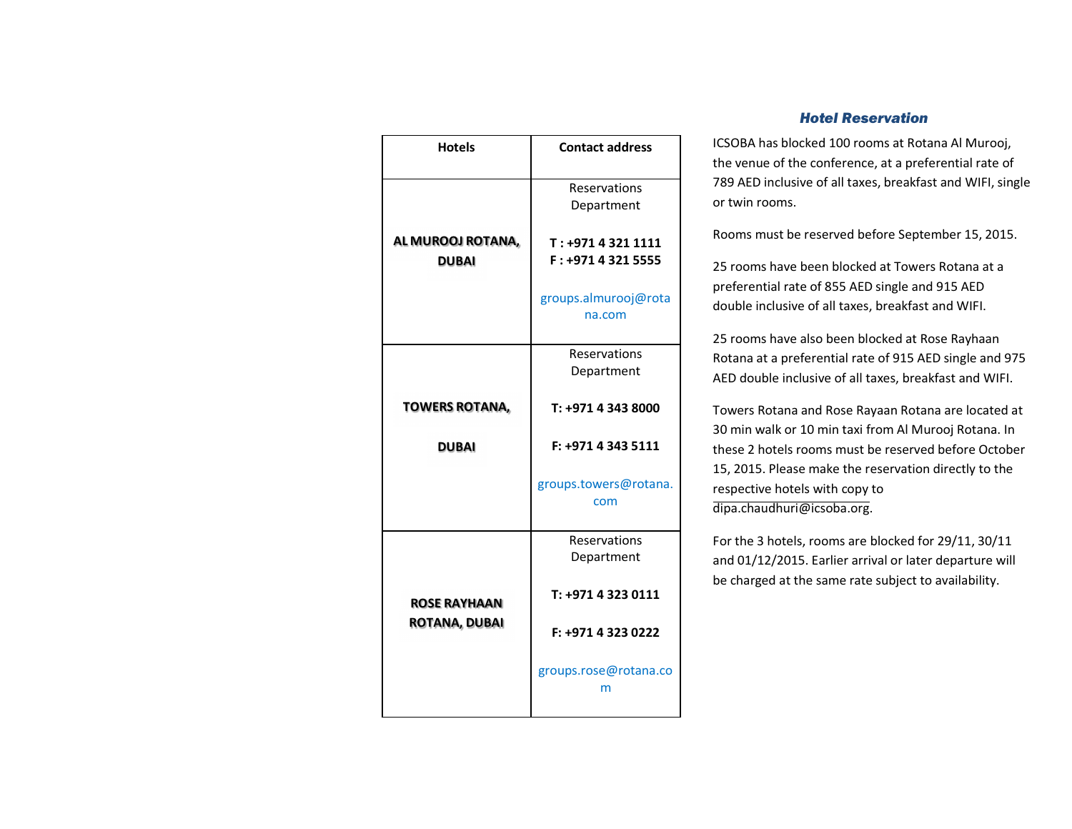| Hotels | Contact address |
|---|---|
| **AL MUROOJ ROTANA, DUBAI** | Reservations Department<br>**T : +971 4 321 1111**<br>**F : +971 4 321 5555**<br>groups.almurooj@rotana.com |
| **TOWERS ROTANA, DUBAI** | Reservations Department<br>**T: +971 4 343 8000**<br>**F: +971 4 343 5111**<br>groups.towers@rotana.com |
| **ROSE RAYHAAN ROTANA, DUBAI** | Reservations Department<br>**T: +971 4 323 0111**<br>**F: +971 4 323 0222**<br>groups.rose@rotana.com |

### *Hotel Reservation*

ICSOBA has blocked 100 rooms at Rotana Al Murooj, the venue of the conference, at a preferential rate of 789 AED inclusive of all taxes, breakfast and WIFI, single or twin rooms.

Rooms must be reserved before September 15, 2015.

25 rooms have been blocked at Towers Rotana at a preferential rate of 855 AED single and 915 AED double inclusive of all taxes, breakfast and WIFI.

25 rooms have also been blocked at Rose Rayhaan Rotana at a preferential rate of 915 AED single and 975 AED double inclusive of all taxes, breakfast and WIFI.

Towers Rotana and Rose Rayaan Rotana are located at 30 min walk or 10 min taxi from Al Murooj Rotana. In these 2 hotels rooms must be reserved before October 15, 2015. Please make the reservation directly to the respective hotels with copy to dipa.chaudhuri@icsoba.org.

For the 3 hotels, rooms are blocked for 29/11, 30/11 and 01/12/2015. Earlier arrival or later departure will be charged at the same rate subject to availability.